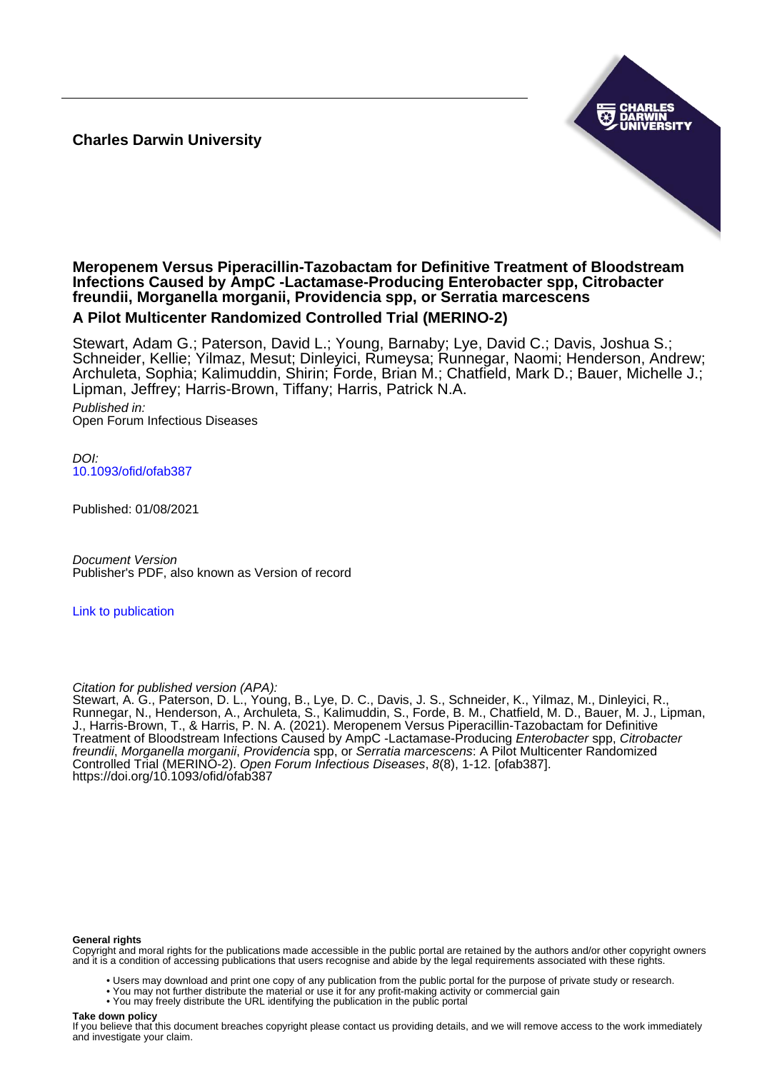**Charles Darwin University**

# Meropenem Versus Piperacillin-Tazobactam for Definitive Treatment of Bloodstream Infections Caused by AmpC -Lactamase-Producing Enterobacter spp, Citrobacter freundii, Morganella morganii, Providencia spp, or Serratia marcescens

## A Pilot Multicenter Randomized Controlled Trial (MERINO-2)

Stewart, Adam G.; Paterson, David L.; Young, Barnaby; Lye, David C.; Davis, Joshua S.; Schneider, Kellie; Yilmaz, Mesut; Dinleyici, Rumeysa; Runnegar, Naomi; Henderson, Andrew; Archuleta, Sophia; Kalimuddin, Shirin; Forde, Brian M.; Chatfield, Mark D.; Bauer, Michelle J.; Lipman, Jeffrey; Harris-Brown, Tiffany; Harris, Patrick N.A.

*Published in:*
Open Forum Infectious Diseases

*DOI:*
10.1093/ofid/ofab387

Published: 01/08/2021

*Document Version*
Publisher's PDF, also known as Version of record

Link to publication

*Citation for published version (APA):*
Stewart, A. G., Paterson, D. L., Young, B., Lye, D. C., Davis, J. S., Schneider, K., Yilmaz, M., Dinleyici, R., Runnegar, N., Henderson, A., Archuleta, S., Kalimuddin, S., Forde, B. M., Chatfield, M. D., Bauer, M. J., Lipman, J., Harris-Brown, T., & Harris, P. N. A. (2021). Meropenem Versus Piperacillin-Tazobactam for Definitive Treatment of Bloodstream Infections Caused by AmpC -Lactamase-Producing *Enterobacter* spp, *Citrobacter freundii*, *Morganella morganii*, *Providencia* spp, or *Serratia marcescens*: A Pilot Multicenter Randomized Controlled Trial (MERINO-2). *Open Forum Infectious Diseases*, *8*(8), 1-12. [ofab387]. https://doi.org/10.1093/ofid/ofab387

**General rights**
Copyright and moral rights for the publications made accessible in the public portal are retained by the authors and/or other copyright owners and it is a condition of accessing publications that users recognise and abide by the legal requirements associated with these rights.

- Users may download and print one copy of any publication from the public portal for the purpose of private study or research.
- You may not further distribute the material or use it for any profit-making activity or commercial gain
- You may freely distribute the URL identifying the publication in the public portal

**Take down policy**
If you believe that this document breaches copyright please contact us providing details, and we will remove access to the work immediately and investigate your claim.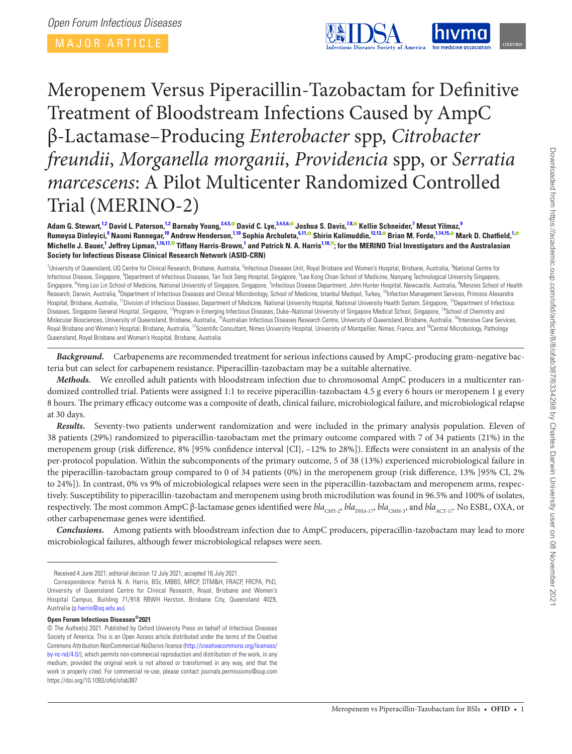# Meropenem Versus Piperacillin-Tazobactam for Definitive Treatment of Bloodstream Infections Caused by AmpC β-Lactamase–Producing *Enterobacter* spp, *Citrobacter freundii*, *Morganella morganii*, *Providencia* spp, or *Serratia marcescens*: A Pilot Multicenter Randomized Controlled Trial (MERINO-2)

**Adam G. Stewart,[1,2] David L. Paterson,[1,2] Barnaby Young,[3,4,5] David C. Lye,[3,4,5,6] Joshua S. Davis,[7,8] Kellie Schneider,[7] Mesut Yilmaz,[9] Rumeysa Dinleyici,[9] Naomi Runnegar,[10] Andrew Henderson,[1,10] Sophia Archuleta,[6,11] Shirin Kalimuddin,[12,13] Brian M. Forde,[1,14,15] Mark D. Chatfield,[1] Michelle J. Bauer,[1] Jeffrey Lipman,[1,16,17] Tiffany Harris-Brown,[1] and Patrick N. A. Harris[1,18]; for the MERINO Trial Investigators and the Australasian Society for Infectious Disease Clinical Research Network (ASID-CRN)**

[1]University of Queensland, UQ Centre for Clinical Research, Brisbane, Australia, [2]Infectious Diseases Unit, Royal Brisbane and Women's Hospital, Brisbane, Australia, [3]National Centre for Infectious Disease, Singapore, [4]Department of Infectious Diseases, Tan Tock Seng Hospital, Singapore, [5]Lee Kong Chian School of Medicine, Nanyang Technological University Singapore, Singapore, [6]Yong Loo Lin School of Medicine, National University of Singapore, Singapore, [7]Infectious Disease Department, John Hunter Hospital, Newcastle, Australia, [8]Menzies School of Health Research, Darwin, Australia, [9]Department of Infectious Diseases and Clinical Microbiology, School of Medicine, Istanbul Medipol, Turkey, [10]Infection Management Services, Princess Alexandra Hospital, Brisbane, Australia, [11]Division of Infectious Diseases, Department of Medicine, National University Hospital, National University Health System, Singapore, [12]Department of Infectious Diseases, Singapore General Hospital, Singapore, [13]Program in Emerging Infectious Diseases, Duke–National University of Singapore Medical School, Singapore, [14]School of Chemistry and Molecular Biosciences, University of Queensland, Brisbane, Australia, [15]Australian Infectious Diseases Research Centre, University of Queensland, Brisbane, Australia, [16]Intensive Care Services, Royal Brisbane and Women's Hospital, Brisbane, Australia, [17]Scientific Consultant, Nimes University Hospital, University of Montpellier, Nimes, France, and [18]Central Microbiology, Pathology Queensland, Royal Brisbane and Women's Hospital, Brisbane, Australia

***Background.*** Carbapenems are recommended treatment for serious infections caused by AmpC-producing gram-negative bacteria but can select for carbapenem resistance. Piperacillin-tazobactam may be a suitable alternative.

***Methods.*** We enrolled adult patients with bloodstream infection due to chromosomal AmpC producers in a multicenter randomized controlled trial. Patients were assigned 1:1 to receive piperacillin-tazobactam 4.5 g every 6 hours or meropenem 1 g every 8 hours. The primary efficacy outcome was a composite of death, clinical failure, microbiological failure, and microbiological relapse at 30 days.

***Results.*** Seventy-two patients underwent randomization and were included in the primary analysis population. Eleven of 38 patients (29%) randomized to piperacillin-tazobactam met the primary outcome compared with 7 of 34 patients (21%) in the meropenem group (risk difference, 8% [95% confidence interval {CI}, −12% to 28%]). Effects were consistent in an analysis of the per-protocol population. Within the subcomponents of the primary outcome, 5 of 38 (13%) experienced microbiological failure in the piperacillin-tazobactam group compared to 0 of 34 patients (0%) in the meropenem group (risk difference, 13% [95% CI, 2% to 24%]). In contrast, 0% vs 9% of microbiological relapses were seen in the piperacillin-tazobactam and meropenem arms, respectively. Susceptibility to piperacillin-tazobactam and meropenem using broth microdilution was found in 96.5% and 100% of isolates, respectively. The most common AmpC β-lactamase genes identified were $bla_{CMY-2}$, $bla_{DHA-17}$, $bla_{CMH-3}$, and $bla_{ACT-17}$. No ESBL, OXA, or other carbapenemase genes were identified.

***Conclusions.*** Among patients with bloodstream infection due to AmpC producers, piperacillin-tazobactam may lead to more microbiological failures, although fewer microbiological relapses were seen.

Received 4 June 2021; editorial decision 12 July 2021; accepted 16 July 2021.

Correspondence: Patrick N. A. Harris, BSc, MBBS, MRCP, DTM&H, FRACP, FRCPA, PhD, University of Queensland Centre for Clinical Research, Royal, Brisbane and Women's Hospital Campus, Building 71/918 RBWH Herston, Brisbane City, Queensland 4029, Australia (p.harris@uq.edu.au).

**Open Forum Infectious Diseases®2021**

© The Author(s) 2021. Published by Oxford University Press on behalf of Infectious Diseases Society of America. This is an Open Access article distributed under the terms of the Creative Commons Attribution-NonCommercial-NoDerivs licence (http://creativecommons.org/licenses/by-nc-nd/4.0/), which permits non-commercial reproduction and distribution of the work, in any medium, provided the original work is not altered or transformed in any way, and that the work is properly cited. For commercial re-use, please contact journals.permissions@oup.com
https://doi.org/10.1093/ofid/ofab387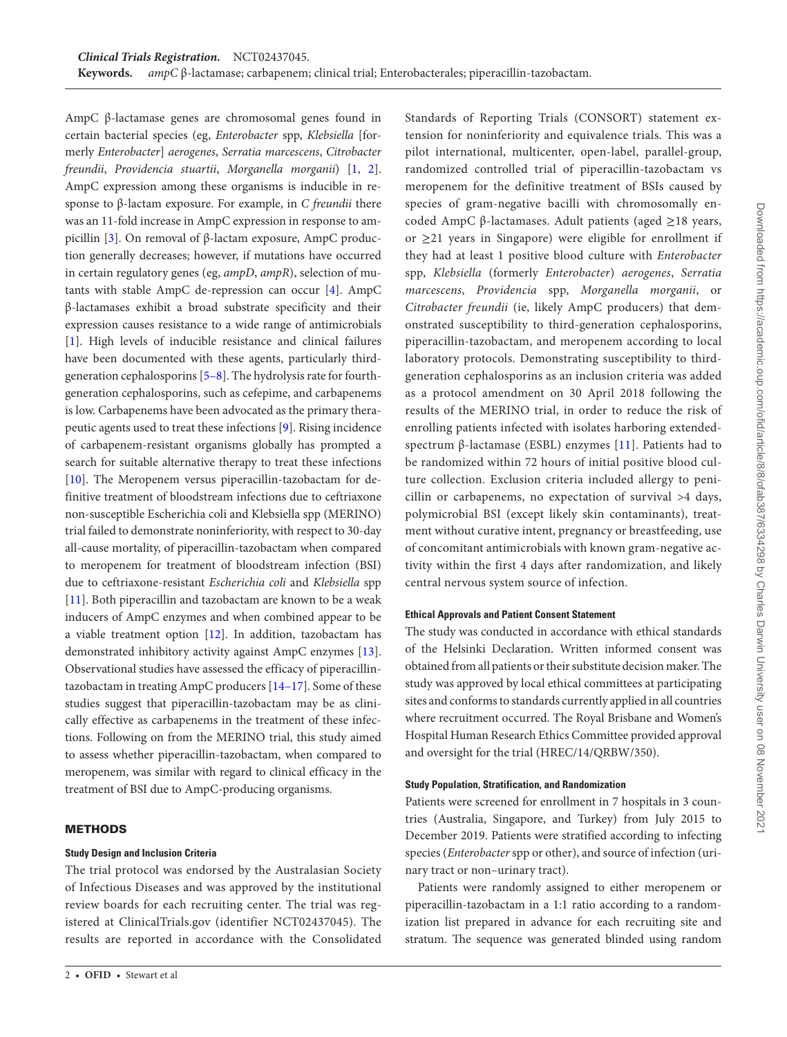**Clinical Trials Registration.** NCT02437045.

**Keywords.** *ampC* β-lactamase; carbapenem; clinical trial; Enterobacterales; piperacillin-tazobactam.

AmpC β-lactamase genes are chromosomal genes found in certain bacterial species (eg, *Enterobacter* spp, *Klebsiella* [formerly *Enterobacter*] *aerogenes*, *Serratia marcescens*, *Citrobacter freundii*, *Providencia stuartii*, *Morganella morganii*) [1, 2]. AmpC expression among these organisms is inducible in response to β-lactam exposure. For example, in *C freundii* there was an 11-fold increase in AmpC expression in response to ampicillin [3]. On removal of β-lactam exposure, AmpC production generally decreases; however, if mutations have occurred in certain regulatory genes (eg, *ampD*, *ampR*), selection of mutants with stable AmpC de-repression can occur [4]. AmpC β-lactamases exhibit a broad substrate specificity and their expression causes resistance to a wide range of antimicrobials [1]. High levels of inducible resistance and clinical failures have been documented with these agents, particularly third-generation cephalosporins [5–8]. The hydrolysis rate for fourth-generation cephalosporins, such as cefepime, and carbapenems is low. Carbapenems have been advocated as the primary therapeutic agents used to treat these infections [9]. Rising incidence of carbapenem-resistant organisms globally has prompted a search for suitable alternative therapy to treat these infections [10]. The Meropenem versus piperacillin-tazobactam for definitive treatment of bloodstream infections due to ceftriaxone non-susceptible Escherichia coli and Klebsiella spp (MERINO) trial failed to demonstrate noninferiority, with respect to 30-day all-cause mortality, of piperacillin-tazobactam when compared to meropenem for treatment of bloodstream infection (BSI) due to ceftriaxone-resistant *Escherichia coli* and *Klebsiella* spp [11]. Both piperacillin and tazobactam are known to be a weak inducers of AmpC enzymes and when combined appear to be a viable treatment option [12]. In addition, tazobactam has demonstrated inhibitory activity against AmpC enzymes [13]. Observational studies have assessed the efficacy of piperacillin-tazobactam in treating AmpC producers [14–17]. Some of these studies suggest that piperacillin-tazobactam may be as clinically effective as carbapenems in the treatment of these infections. Following on from the MERINO trial, this study aimed to assess whether piperacillin-tazobactam, when compared to meropenem, was similar with regard to clinical efficacy in the treatment of BSI due to AmpC-producing organisms.

## METHODS

### Study Design and Inclusion Criteria

The trial protocol was endorsed by the Australasian Society of Infectious Diseases and was approved by the institutional review boards for each recruiting center. The trial was registered at ClinicalTrials.gov (identifier NCT02437045). The results are reported in accordance with the Consolidated Standards of Reporting Trials (CONSORT) statement extension for noninferiority and equivalence trials. This was a pilot international, multicenter, open-label, parallel-group, randomized controlled trial of piperacillin-tazobactam vs meropenem for the definitive treatment of BSIs caused by species of gram-negative bacilli with chromosomally encoded AmpC β-lactamases. Adult patients (aged ≥18 years, or ≥21 years in Singapore) were eligible for enrollment if they had at least 1 positive blood culture with *Enterobacter* spp, *Klebsiella* (formerly *Enterobacter*) *aerogenes*, *Serratia marcescens*, *Providencia* spp, *Morganella morganii*, or *Citrobacter freundii* (ie, likely AmpC producers) that demonstrated susceptibility to third-generation cephalosporins, piperacillin-tazobactam, and meropenem according to local laboratory protocols. Demonstrating susceptibility to third-generation cephalosporins as an inclusion criteria was added as a protocol amendment on 30 April 2018 following the results of the MERINO trial, in order to reduce the risk of enrolling patients infected with isolates harboring extended-spectrum β-lactamase (ESBL) enzymes [11]. Patients had to be randomized within 72 hours of initial positive blood culture collection. Exclusion criteria included allergy to penicillin or carbapenems, no expectation of survival >4 days, polymicrobial BSI (except likely skin contaminants), treatment without curative intent, pregnancy or breastfeeding, use of concomitant antimicrobials with known gram-negative activity within the first 4 days after randomization, and likely central nervous system source of infection.

### Ethical Approvals and Patient Consent Statement

The study was conducted in accordance with ethical standards of the Helsinki Declaration. Written informed consent was obtained from all patients or their substitute decision maker. The study was approved by local ethical committees at participating sites and conforms to standards currently applied in all countries where recruitment occurred. The Royal Brisbane and Women's Hospital Human Research Ethics Committee provided approval and oversight for the trial (HREC/14/QRBW/350).

### Study Population, Stratification, and Randomization

Patients were screened for enrollment in 7 hospitals in 3 countries (Australia, Singapore, and Turkey) from July 2015 to December 2019. Patients were stratified according to infecting species (*Enterobacter* spp or other), and source of infection (urinary tract or non–urinary tract).

Patients were randomly assigned to either meropenem or piperacillin-tazobactam in a 1:1 ratio according to a randomization list prepared in advance for each recruiting site and stratum. The sequence was generated blinded using random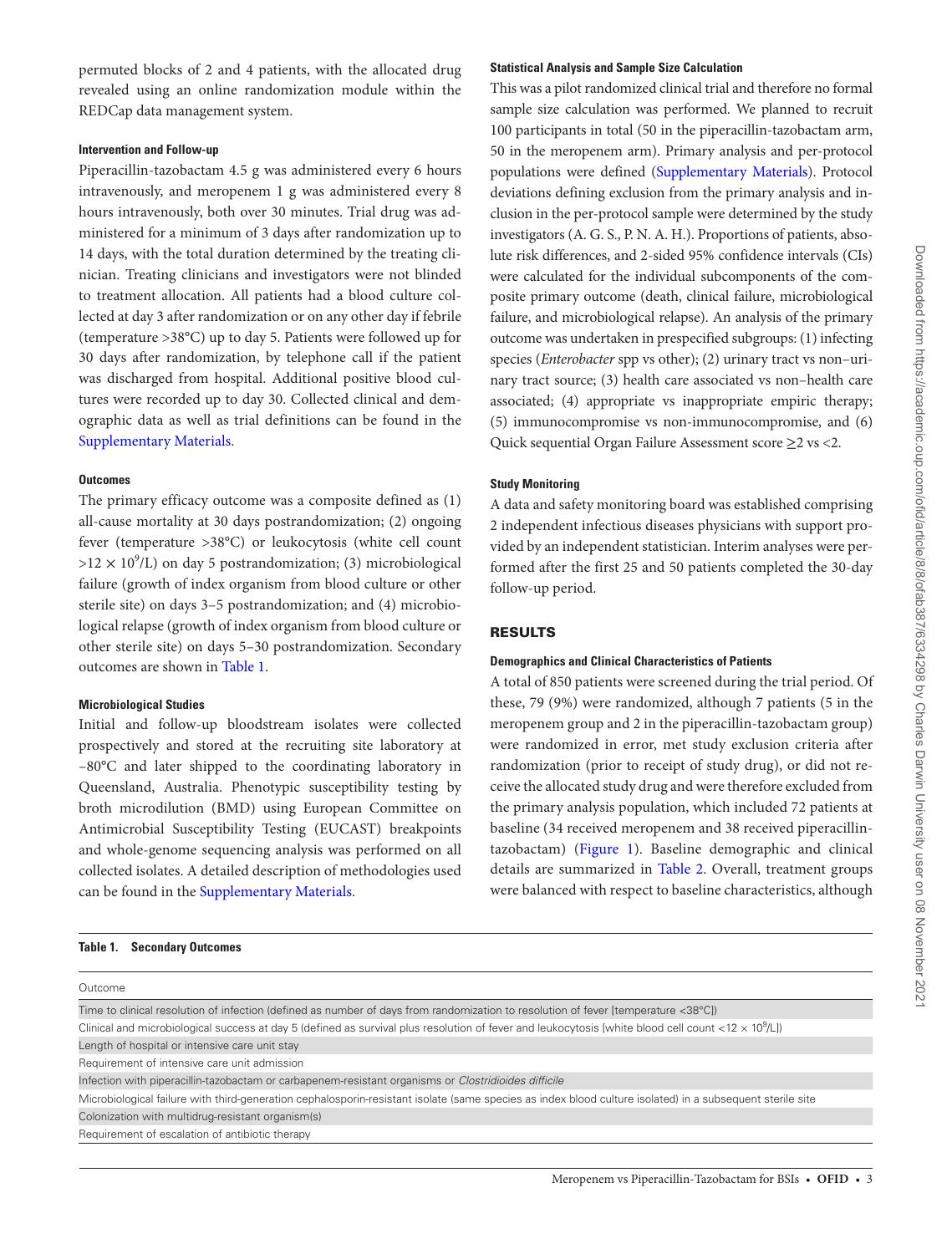permuted blocks of 2 and 4 patients, with the allocated drug revealed using an online randomization module within the REDCap data management system.

#### Intervention and Follow-up

Piperacillin-tazobactam 4.5 g was administered every 6 hours intravenously, and meropenem 1 g was administered every 8 hours intravenously, both over 30 minutes. Trial drug was administered for a minimum of 3 days after randomization up to 14 days, with the total duration determined by the treating clinician. Treating clinicians and investigators were not blinded to treatment allocation. All patients had a blood culture collected at day 3 after randomization or on any other day if febrile (temperature >38°C) up to day 5. Patients were followed up for 30 days after randomization, by telephone call if the patient was discharged from hospital. Additional positive blood cultures were recorded up to day 30. Collected clinical and demographic data as well as trial definitions can be found in the Supplementary Materials.

#### Outcomes

The primary efficacy outcome was a composite defined as (1) all-cause mortality at 30 days postrandomization; (2) ongoing fever (temperature >38°C) or leukocytosis (white cell count $>12 \times 10^9$/L) on day 5 postrandomization; (3) microbiological failure (growth of index organism from blood culture or other sterile site) on days 3–5 postrandomization; and (4) microbiological relapse (growth of index organism from blood culture or other sterile site) on days 5–30 postrandomization. Secondary outcomes are shown in Table 1.

#### Microbiological Studies

Initial and follow-up bloodstream isolates were collected prospectively and stored at the recruiting site laboratory at −80°C and later shipped to the coordinating laboratory in Queensland, Australia. Phenotypic susceptibility testing by broth microdilution (BMD) using European Committee on Antimicrobial Susceptibility Testing (EUCAST) breakpoints and whole-genome sequencing analysis was performed on all collected isolates. A detailed description of methodologies used can be found in the Supplementary Materials.

#### Statistical Analysis and Sample Size Calculation

This was a pilot randomized clinical trial and therefore no formal sample size calculation was performed. We planned to recruit 100 participants in total (50 in the piperacillin-tazobactam arm, 50 in the meropenem arm). Primary analysis and per-protocol populations were defined (Supplementary Materials). Protocol deviations defining exclusion from the primary analysis and inclusion in the per-protocol sample were determined by the study investigators (A. G. S., P. N. A. H.). Proportions of patients, absolute risk differences, and 2-sided 95% confidence intervals (CIs) were calculated for the individual subcomponents of the composite primary outcome (death, clinical failure, microbiological failure, and microbiological relapse). An analysis of the primary outcome was undertaken in prespecified subgroups: (1) infecting species (*Enterobacter* spp vs other); (2) urinary tract vs non–urinary tract source; (3) health care associated vs non–health care associated; (4) appropriate vs inappropriate empiric therapy; (5) immunocompromise vs non-immunocompromise, and (6) Quick sequential Organ Failure Assessment score ≥2 vs <2.

#### Study Monitoring

A data and safety monitoring board was established comprising 2 independent infectious diseases physicians with support provided by an independent statistician. Interim analyses were performed after the first 25 and 50 patients completed the 30-day follow-up period.

## RESULTS

#### Demographics and Clinical Characteristics of Patients

A total of 850 patients were screened during the trial period. Of these, 79 (9%) were randomized, although 7 patients (5 in the meropenem group and 2 in the piperacillin-tazobactam group) were randomized in error, met study exclusion criteria after randomization (prior to receipt of study drug), or did not receive the allocated study drug and were therefore excluded from the primary analysis population, which included 72 patients at baseline (34 received meropenem and 38 received piperacillin-tazobactam) (Figure 1). Baseline demographic and clinical details are summarized in Table 2. Overall, treatment groups were balanced with respect to baseline characteristics, although

**Table 1. Secondary Outcomes**

| Outcome |
|---|
| Time to clinical resolution of infection (defined as number of days from randomization to resolution of fever [temperature <38°C]) |
| Clinical and microbiological success at day 5 (defined as survival plus resolution of fever and leukocytosis [white blood cell count $<12 \times 10^9$/L]) |
| Length of hospital or intensive care unit stay |
| Requirement of intensive care unit admission |
| Infection with piperacillin-tazobactam or carbapenem-resistant organisms or *Clostridioides difficile* |
| Microbiological failure with third-generation cephalosporin-resistant isolate (same species as index blood culture isolated) in a subsequent sterile site |
| Colonization with multidrug-resistant organism(s) |
| Requirement of escalation of antibiotic therapy |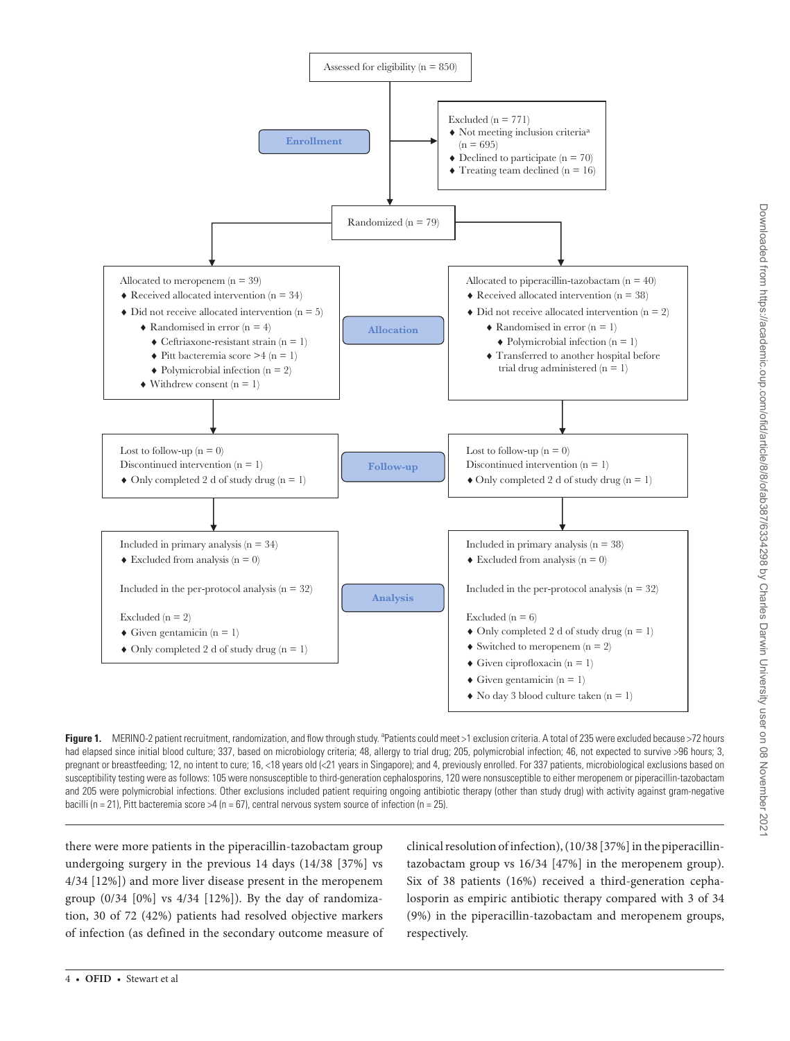Assessed for eligibility (n = 850)

**Enrollment**

Excluded (n = 771)
- Not meeting inclusion criteria[a] (n = 695)
- Declined to participate (n = 70)
- Treating team declined (n = 16)

Randomized (n = 79)

**Allocation**

Allocated to meropenem (n = 39)
- Received allocated intervention (n = 34)
- Did not receive allocated intervention (n = 5)
  - Randomised in error (n = 4)
    - Ceftriaxone-resistant strain (n = 1)
    - Pitt bacteremia score >4 (n = 1)
    - Polymicrobial infection (n = 2)
  - Withdrew consent (n = 1)

Allocated to piperacillin-tazobactam (n = 40)
- Received allocated intervention (n = 38)
- Did not receive allocated intervention (n = 2)
  - Randomised in error (n = 1)
    - Polymicrobial infection (n = 1)
  - Transferred to another hospital before trial drug administered (n = 1)

**Follow-up**

Lost to follow-up (n = 0)
Discontinued intervention (n = 1)
- Only completed 2 d of study drug (n = 1)

Lost to follow-up (n = 0)
Discontinued intervention (n = 1)
- Only completed 2 d of study drug (n = 1)

**Analysis**

Included in primary analysis (n = 34)
- Excluded from analysis (n = 0)

Included in the per-protocol analysis (n = 32)

Excluded (n = 2)
- Given gentamicin (n = 1)
- Only completed 2 d of study drug (n = 1)

Included in primary analysis (n = 38)
- Excluded from analysis (n = 0)

Included in the per-protocol analysis (n = 32)

Excluded (n = 6)
- Only completed 2 d of study drug (n = 1)
- Switched to meropenem (n = 2)
- Given ciprofloxacin (n = 1)
- Given gentamicin (n = 1)
- No day 3 blood culture taken (n = 1)

**Figure 1.** MERINO-2 patient recruitment, randomization, and flow through study. [a]Patients could meet >1 exclusion criteria. A total of 235 were excluded because >72 hours had elapsed since initial blood culture; 337, based on microbiology criteria; 48, allergy to trial drug; 205, polymicrobial infection; 46, not expected to survive >96 hours; 3, pregnant or breastfeeding; 12, no intent to cure; 16, <18 years old (<21 years in Singapore); and 4, previously enrolled. For 337 patients, microbiological exclusions based on susceptibility testing were as follows: 105 were nonsusceptible to third-generation cephalosporins, 120 were nonsusceptible to either meropenem or piperacillin-tazobactam and 205 were polymicrobial infections. Other exclusions included patient requiring ongoing antibiotic therapy (other than study drug) with activity against gram-negative bacilli (n = 21), Pitt bacteremia score >4 (n = 67), central nervous system source of infection (n = 25).

there were more patients in the piperacillin-tazobactam group undergoing surgery in the previous 14 days (14/38 [37%] vs 4/34 [12%]) and more liver disease present in the meropenem group (0/34 [0%] vs 4/34 [12%]). By the day of randomization, 30 of 72 (42%) patients had resolved objective markers of infection (as defined in the secondary outcome measure of clinical resolution of infection), (10/38 [37%] in the piperacillin-tazobactam group vs 16/34 [47%] in the meropenem group). Six of 38 patients (16%) received a third-generation cephalosporin as empiric antibiotic therapy compared with 3 of 34 (9%) in the piperacillin-tazobactam and meropenem groups, respectively.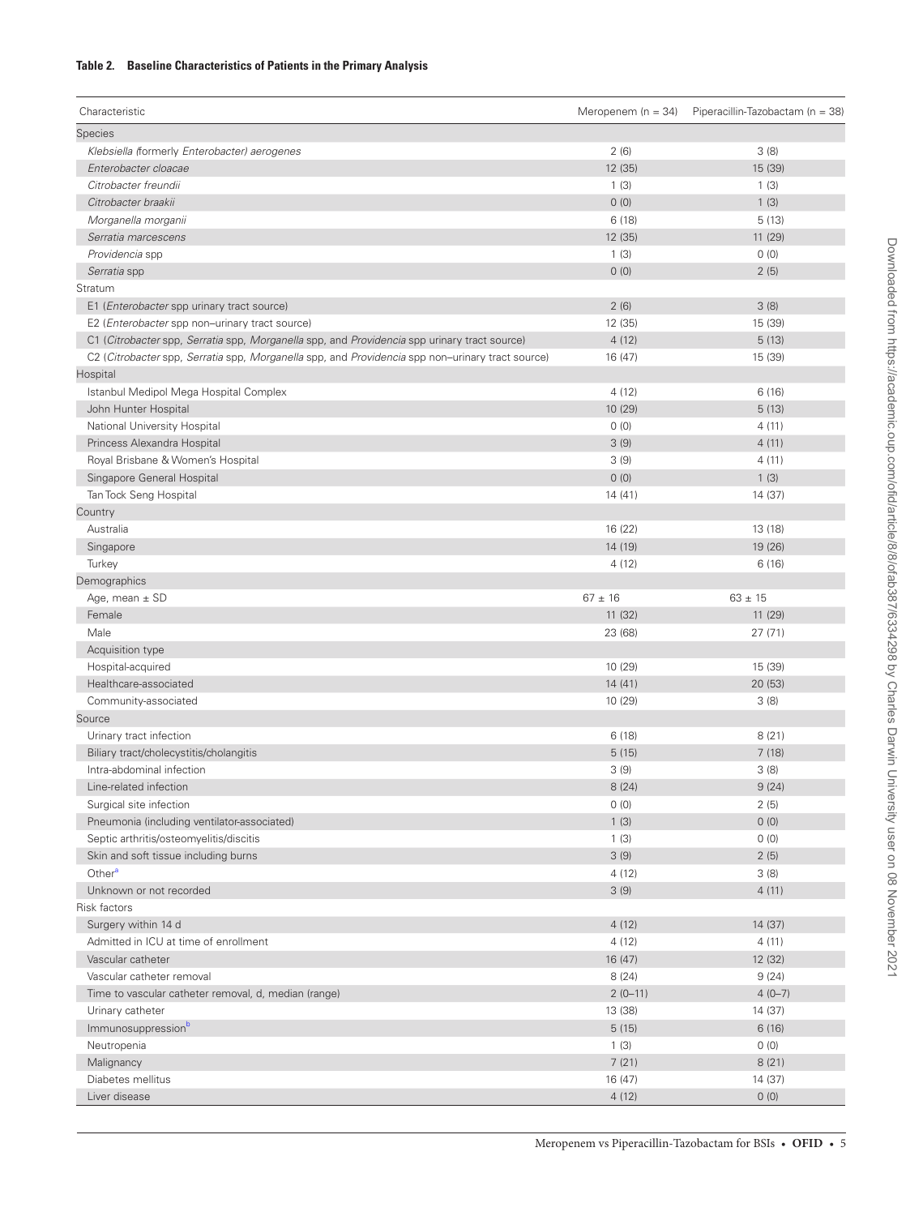**Table 2. Baseline Characteristics of Patients in the Primary Analysis**

| Characteristic | Meropenem (n = 34) | Piperacillin-Tazobactam (n = 38) |
|---|---|---|
| Species | | |
| *Klebsiella (*formerly *Enterobacter) aerogenes* | 2 (6) | 3 (8) |
| *Enterobacter cloacae* | 12 (35) | 15 (39) |
| *Citrobacter freundii* | 1 (3) | 1 (3) |
| *Citrobacter braakii* | 0 (0) | 1 (3) |
| *Morganella morganii* | 6 (18) | 5 (13) |
| *Serratia marcescens* | 12 (35) | 11 (29) |
| *Providencia* spp | 1 (3) | 0 (0) |
| *Serratia* spp | 0 (0) | 2 (5) |
| Stratum | | |
| E1 (*Enterobacter* spp urinary tract source) | 2 (6) | 3 (8) |
| E2 (*Enterobacter* spp non–urinary tract source) | 12 (35) | 15 (39) |
| C1 (*Citrobacter* spp, *Serratia* spp, *Morganella* spp, and *Providencia* spp urinary tract source) | 4 (12) | 5 (13) |
| C2 (*Citrobacter* spp, *Serratia* spp, *Morganella* spp, and *Providencia* spp non–urinary tract source) | 16 (47) | 15 (39) |
| Hospital | | |
| Istanbul Medipol Mega Hospital Complex | 4 (12) | 6 (16) |
| John Hunter Hospital | 10 (29) | 5 (13) |
| National University Hospital | 0 (0) | 4 (11) |
| Princess Alexandra Hospital | 3 (9) | 4 (11) |
| Royal Brisbane & Women's Hospital | 3 (9) | 4 (11) |
| Singapore General Hospital | 0 (0) | 1 (3) |
| Tan Tock Seng Hospital | 14 (41) | 14 (37) |
| Country | | |
| Australia | 16 (22) | 13 (18) |
| Singapore | 14 (19) | 19 (26) |
| Turkey | 4 (12) | 6 (16) |
| Demographics | | |
| Age, mean ± SD | 67 ± 16 | 63 ± 15 |
| Female | 11 (32) | 11 (29) |
| Male | 23 (68) | 27 (71) |
| Acquisition type | | |
| Hospital-acquired | 10 (29) | 15 (39) |
| Healthcare-associated | 14 (41) | 20 (53) |
| Community-associated | 10 (29) | 3 (8) |
| Source | | |
| Urinary tract infection | 6 (18) | 8 (21) |
| Biliary tract/cholecystitis/cholangitis | 5 (15) | 7 (18) |
| Intra-abdominal infection | 3 (9) | 3 (8) |
| Line-related infection | 8 (24) | 9 (24) |
| Surgical site infection | 0 (0) | 2 (5) |
| Pneumonia (including ventilator-associated) | 1 (3) | 0 (0) |
| Septic arthritis/osteomyelitis/discitis | 1 (3) | 0 (0) |
| Skin and soft tissue including burns | 3 (9) | 2 (5) |
| Other[a] | 4 (12) | 3 (8) |
| Unknown or not recorded | 3 (9) | 4 (11) |
| Risk factors | | |
| Surgery within 14 d | 4 (12) | 14 (37) |
| Admitted in ICU at time of enrollment | 4 (12) | 4 (11) |
| Vascular catheter | 16 (47) | 12 (32) |
| Vascular catheter removal | 8 (24) | 9 (24) |
| Time to vascular catheter removal, d, median (range) | 2 (0–11) | 4 (0–7) |
| Urinary catheter | 13 (38) | 14 (37) |
| Immunosuppression[b] | 5 (15) | 6 (16) |
| Neutropenia | 1 (3) | 0 (0) |
| Malignancy | 7 (21) | 8 (21) |
| Diabetes mellitus | 16 (47) | 14 (37) |
| Liver disease | 4 (12) | 0 (0) |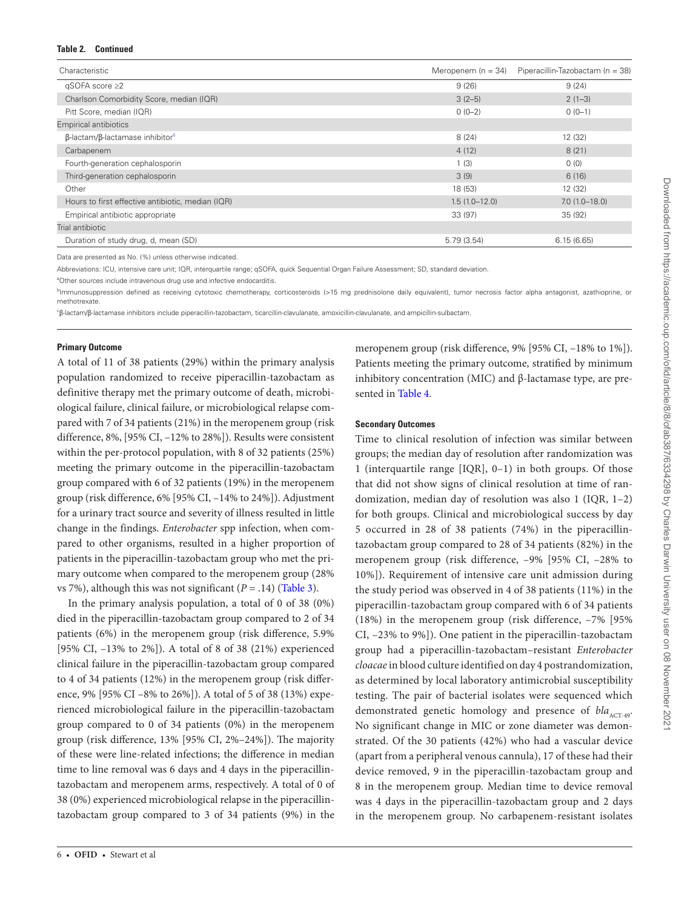**Table 2. Continued**

| Characteristic | Meropenem (n = 34) | Piperacillin-Tazobactam (n = 38) |
|---|---|---|
| qSOFA score ≥2 | 9 (26) | 9 (24) |
| Charlson Comorbidity Score, median (IQR) | 3 (2–5) | 2 (1–3) |
| Pitt Score, median (IQR) | 0 (0–2) | 0 (0–1) |
| Empirical antibiotics | | |
| β-lactam/β-lactamase inhibitor[c] | 8 (24) | 12 (32) |
| Carbapenem | 4 (12) | 8 (21) |
| Fourth-generation cephalosporin | 1 (3) | 0 (0) |
| Third-generation cephalosporin | 3 (9) | 6 (16) |
| Other | 18 (53) | 12 (32) |
| Hours to first effective antibiotic, median (IQR) | 1.5 (1.0–12.0) | 7.0 (1.0–18.0) |
| Empirical antibiotic appropriate | 33 (97) | 35 (92) |
| Trial antibiotic | | |
| Duration of study drug, d, mean (SD) | 5.79 (3.54) | 6.15 (6.65) |

Data are presented as No. (%) unless otherwise indicated.

Abbreviations: ICU, intensive care unit; IQR, interquartile range; qSOFA, quick Sequential Organ Failure Assessment; SD, standard deviation.

[a]Other sources include intravenous drug use and infective endocarditis.

[b]Immunosuppression defined as receiving cytotoxic chemotherapy, corticosteroids (>15 mg prednisolone daily equivalent), tumor necrosis factor alpha antagonist, azathioprine, or methotrexate.

[c]β-lactam/β-lactamase inhibitors include piperacillin-tazobactam, ticarcillin-clavulanate, amoxicillin-clavulanate, and ampicillin-sulbactam.

### Primary Outcome

A total of 11 of 38 patients (29%) within the primary analysis population randomized to receive piperacillin-tazobactam as definitive therapy met the primary outcome of death, microbiological failure, clinical failure, or microbiological relapse compared with 7 of 34 patients (21%) in the meropenem group (risk difference, 8%, [95% CI, −12% to 28%]). Results were consistent within the per-protocol population, with 8 of 32 patients (25%) meeting the primary outcome in the piperacillin-tazobactam group compared with 6 of 32 patients (19%) in the meropenem group (risk difference, 6% [95% CI, −14% to 24%]). Adjustment for a urinary tract source and severity of illness resulted in little change in the findings. *Enterobacter* spp infection, when compared to other organisms, resulted in a higher proportion of patients in the piperacillin-tazobactam group who met the primary outcome when compared to the meropenem group (28% vs 7%), although this was not significant ($P = .14$) (Table 3).

In the primary analysis population, a total of 0 of 38 (0%) died in the piperacillin-tazobactam group compared to 2 of 34 patients (6%) in the meropenem group (risk difference, 5.9% [95% CI, −13% to 2%]). A total of 8 of 38 (21%) experienced clinical failure in the piperacillin-tazobactam group compared to 4 of 34 patients (12%) in the meropenem group (risk difference, 9% [95% CI −8% to 26%]). A total of 5 of 38 (13%) experienced microbiological failure in the piperacillin-tazobactam group compared to 0 of 34 patients (0%) in the meropenem group (risk difference, 13% [95% CI, 2%–24%]). The majority of these were line-related infections; the difference in median time to line removal was 6 days and 4 days in the piperacillin-tazobactam and meropenem arms, respectively. A total of 0 of 38 (0%) experienced microbiological relapse in the piperacillin-tazobactam group compared to 3 of 34 patients (9%) in the meropenem group (risk difference, 9% [95% CI, −18% to 1%]). Patients meeting the primary outcome, stratified by minimum inhibitory concentration (MIC) and β-lactamase type, are presented in Table 4.

### Secondary Outcomes

Time to clinical resolution of infection was similar between groups; the median day of resolution after randomization was 1 (interquartile range [IQR], 0–1) in both groups. Of those that did not show signs of clinical resolution at time of randomization, median day of resolution was also 1 (IQR, 1–2) for both groups. Clinical and microbiological success by day 5 occurred in 28 of 38 patients (74%) in the piperacillin-tazobactam group compared to 28 of 34 patients (82%) in the meropenem group (risk difference, −9% [95% CI, −28% to 10%]). Requirement of intensive care unit admission during the study period was observed in 4 of 38 patients (11%) in the piperacillin-tazobactam group compared with 6 of 34 patients (18%) in the meropenem group (risk difference, −7% [95% CI, −23% to 9%]). One patient in the piperacillin-tazobactam group had a piperacillin-tazobactam–resistant *Enterobacter cloacae* in blood culture identified on day 4 postrandomization, as determined by local laboratory antimicrobial susceptibility testing. The pair of bacterial isolates were sequenced which demonstrated genetic homology and presence of *bla*$_{\text{ACT-49}}$. No significant change in MIC or zone diameter was demonstrated. Of the 30 patients (42%) who had a vascular device (apart from a peripheral venous cannula), 17 of these had their device removed, 9 in the piperacillin-tazobactam group and 8 in the meropenem group. Median time to device removal was 4 days in the piperacillin-tazobactam group and 2 days in the meropenem group. No carbapenem-resistant isolates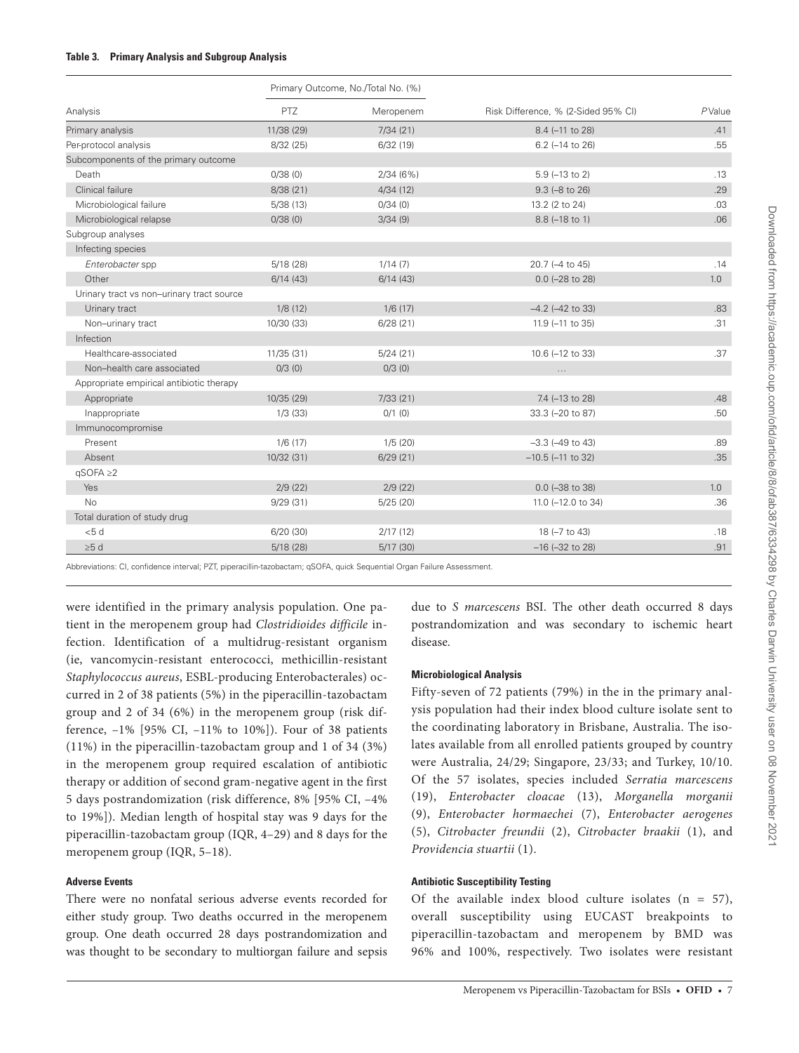**Table 3. Primary Analysis and Subgroup Analysis**

| Analysis | Primary Outcome, No./Total No. (%) | | Risk Difference, % (2-Sided 95% CI) | P Value |
|---|---|---|---|---|
| | PTZ | Meropenem | | |
| Primary analysis | 11/38 (29) | 7/34 (21) | 8.4 (–11 to 28) | .41 |
| Per-protocol analysis | 8/32 (25) | 6/32 (19) | 6.2 (–14 to 26) | .55 |
| Subcomponents of the primary outcome | | | | |
| Death | 0/38 (0) | 2/34 (6%) | 5.9 (–13 to 2) | .13 |
| Clinical failure | 8/38 (21) | 4/34 (12) | 9.3 (–8 to 26) | .29 |
| Microbiological failure | 5/38 (13) | 0/34 (0) | 13.2 (2 to 24) | .03 |
| Microbiological relapse | 0/38 (0) | 3/34 (9) | 8.8 (–18 to 1) | .06 |
| Subgroup analyses | | | | |
| Infecting species | | | | |
| *Enterobacter* spp | 5/18 (28) | 1/14 (7) | 20.7 (–4 to 45) | .14 |
| Other | 6/14 (43) | 6/14 (43) | 0.0 (–28 to 28) | 1.0 |
| Urinary tract vs non–urinary tract source | | | | |
| Urinary tract | 1/8 (12) | 1/6 (17) | –4.2 (–42 to 33) | .83 |
| Non–urinary tract | 10/30 (33) | 6/28 (21) | 11.9 (–11 to 35) | .31 |
| Infection | | | | |
| Healthcare-associated | 11/35 (31) | 5/24 (21) | 10.6 (–12 to 33) | .37 |
| Non–health care associated | 0/3 (0) | 0/3 (0) | ... | |
| Appropriate empirical antibiotic therapy | | | | |
| Appropriate | 10/35 (29) | 7/33 (21) | 7.4 (–13 to 28) | .48 |
| Inappropriate | 1/3 (33) | 0/1 (0) | 33.3 (–20 to 87) | .50 |
| Immunocompromise | | | | |
| Present | 1/6 (17) | 1/5 (20) | –3.3 (–49 to 43) | .89 |
| Absent | 10/32 (31) | 6/29 (21) | –10.5 (–11 to 32) | .35 |
| qSOFA ≥2 | | | | |
| Yes | 2/9 (22) | 2/9 (22) | 0.0 (–38 to 38) | 1.0 |
| No | 9/29 (31) | 5/25 (20) | 11.0 (–12.0 to 34) | .36 |
| Total duration of study drug | | | | |
| <5 d | 6/20 (30) | 2/17 (12) | 18 (–7 to 43) | .18 |
| ≥5 d | 5/18 (28) | 5/17 (30) | –16 (–32 to 28) | .91 |

Abbreviations: CI, confidence interval; PZT, piperacillin-tazobactam; qSOFA, quick Sequential Organ Failure Assessment.

were identified in the primary analysis population. One patient in the meropenem group had *Clostridioides difficile* infection. Identification of a multidrug-resistant organism (ie, vancomycin-resistant enterococci, methicillin-resistant *Staphylococcus aureus*, ESBL-producing Enterobacterales) occurred in 2 of 38 patients (5%) in the piperacillin-tazobactam group and 2 of 34 (6%) in the meropenem group (risk difference, –1% [95% CI, –11% to 10%]). Four of 38 patients (11%) in the piperacillin-tazobactam group and 1 of 34 (3%) in the meropenem group required escalation of antibiotic therapy or addition of second gram-negative agent in the first 5 days postrandomization (risk difference, 8% [95% CI, –4% to 19%]). Median length of hospital stay was 9 days for the piperacillin-tazobactam group (IQR, 4–29) and 8 days for the meropenem group (IQR, 5–18).

#### Adverse Events

There were no nonfatal serious adverse events recorded for either study group. Two deaths occurred in the meropenem group. One death occurred 28 days postrandomization and was thought to be secondary to multiorgan failure and sepsis due to *S marcescens* BSI. The other death occurred 8 days postrandomization and was secondary to ischemic heart disease.

#### Microbiological Analysis

Fifty-seven of 72 patients (79%) in the in the primary analysis population had their index blood culture isolate sent to the coordinating laboratory in Brisbane, Australia. The isolates available from all enrolled patients grouped by country were Australia, 24/29; Singapore, 23/33; and Turkey, 10/10. Of the 57 isolates, species included *Serratia marcescens* (19), *Enterobacter cloacae* (13), *Morganella morganii* (9), *Enterobacter hormaechei* (7), *Enterobacter aerogenes* (5), *Citrobacter freundii* (2), *Citrobacter braakii* (1), and *Providencia stuartii* (1).

#### Antibiotic Susceptibility Testing

Of the available index blood culture isolates (n = 57), overall susceptibility using EUCAST breakpoints to piperacillin-tazobactam and meropenem by BMD was 96% and 100%, respectively. Two isolates were resistant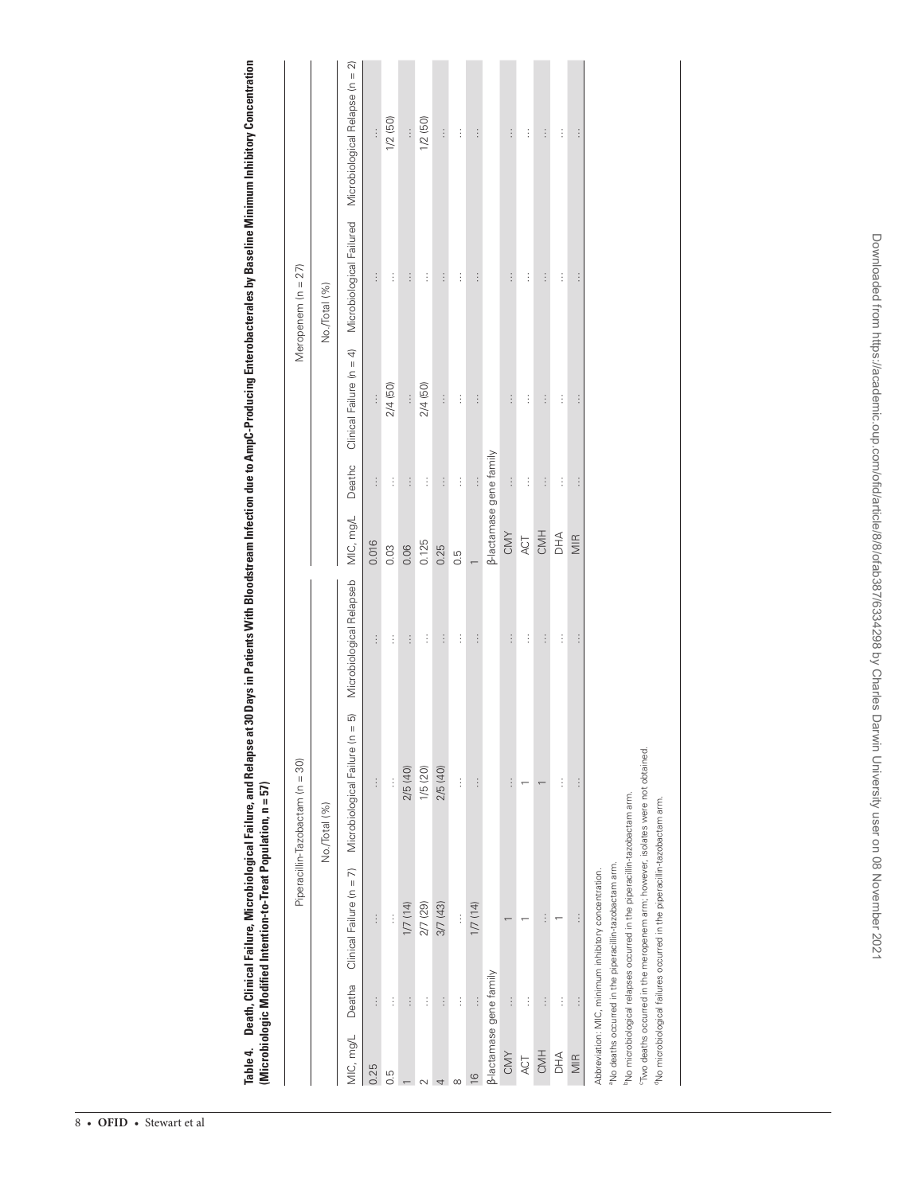**Table 4. Death, Clinical Failure, Microbiological Failure, and Relapse at 30 Days in Patients With Bloodstream Infection due to AmpC-Producing Enterobacterales by Baseline Minimum Inhibitory Concentration (Microbiologic Modified Intention-to-Treat Population, n = 57)**

| Piperacillin-Tazobactam (n = 30) | | | | | Meropenem (n = 27) | | | | |
|---|---|---|---|---|---|---|---|---|---|
| | No./Total (%) | | | | | No./Total (%) | | | |
| MIC, mg/L | Death[a] | Clinical Failure (n = 7) | Microbiological Failure (n = 5) | Microbiological Relapse[b] | MIC, mg/L | Death[c] | Clinical Failure (n = 4) | Microbiological Failure[d] | Microbiological Relapse (n = 2) |
| 0.25 | ... | ... | ... | ... | 0.016 | ... | ... | ... | ... |
| 0.5 | ... | ... | ... | ... | 0.03 | ... | 2/4 (50) | ... | 1/2 (50) |
| 1 | ... | 1/7 (14) | 2/5 (40) | ... | 0.06 | ... | ... | ... | ... |
| 2 | ... | 2/7 (29) | 1/5 (20) | ... | 0.125 | ... | 2/4 (50) | ... | 1/2 (50) |
| 4 | ... | 3/7 (43) | 2/5 (40) | ... | 0.25 | ... | ... | ... | ... |
| 8 | ... | ... | ... | ... | 0.5 | ... | ... | ... | ... |
| 16 | ... | 1/7 (14) | ... | ... | 1 | ... | ... | ... | ... |
| β-lactamase gene family | | | | | β-lactamase gene family | | | | |
| CMY | ... | 1 | ... | ... | CMY | ... | ... | ... | ... |
| ACT | ... | 1 | 1 | ... | ACT | ... | ... | ... | ... |
| CMH | ... | ... | 1 | ... | CMH | ... | ... | ... | ... |
| DHA | ... | 1 | ... | ... | DHA | ... | ... | ... | ... |
| MIR | ... | ... | ... | ... | MIR | ... | ... | ... | ... |

Abbreviation: MIC, minimum inhibitory concentration.

[a]No deaths occurred in the piperacillin-tazobactam arm.

[b]No microbiological relapses occurred in the piperacillin-tazobactam arm.

[c]Two deaths occurred in the meropenem arm; however, isolates were not obtained.

[d]No microbiological failures occurred in the piperacillin-tazobactam arm.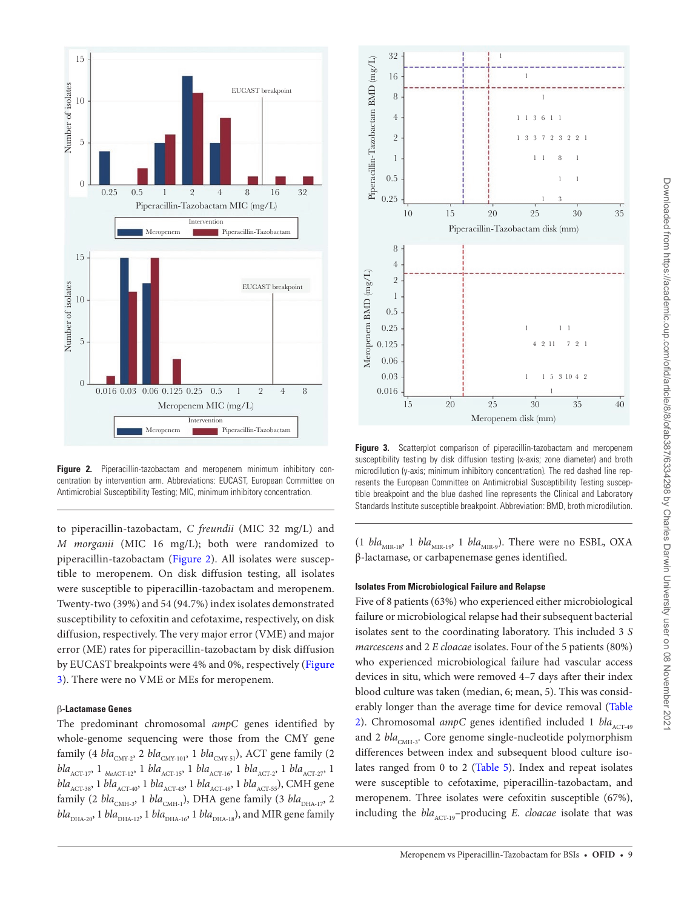**Figure 2.** Piperacillin-tazobactam and meropenem minimum inhibitory concentration by intervention arm. Abbreviations: EUCAST, European Committee on Antimicrobial Susceptibility Testing; MIC, minimum inhibitory concentration.

**Figure 3.** Scatterplot comparison of piperacillin-tazobactam and meropenem susceptibility testing by disk diffusion testing (x-axis; zone diameter) and broth microdilution (y-axis; minimum inhibitory concentration). The red dashed line represents the European Committee on Antimicrobial Susceptibility Testing susceptible breakpoint and the blue dashed line represents the Clinical and Laboratory Standards Institute susceptible breakpoint. Abbreviation: BMD, broth microdilution.

to piperacillin-tazobactam, *C freundii* (MIC 32 mg/L) and *M morganii* (MIC 16 mg/L); both were randomized to piperacillin-tazobactam (Figure 2). All isolates were susceptible to meropenem. On disk diffusion testing, all isolates were susceptible to piperacillin-tazobactam and meropenem. Twenty-two (39%) and 54 (94.7%) index isolates demonstrated susceptibility to cefoxitin and cefotaxime, respectively, on disk diffusion, respectively. The very major error (VME) and major error (ME) rates for piperacillin-tazobactam by disk diffusion by EUCAST breakpoints were 4% and 0%, respectively (Figure 3). There were no VME or MEs for meropenem.

### β-Lactamase Genes

The predominant chromosomal *ampC* genes identified by whole-genome sequencing were those from the CMY gene family (4 $bla_{\text{CMY-2}}$, 2 $bla_{\text{CMY-101}}$, 1 $bla_{\text{CMY-51}}$), ACT gene family (2 $bla_{\text{ACT-17}}$, 1 $bla_{\text{ACT-12}}$, 1 $bla_{\text{ACT-15}}$, 1 $bla_{\text{ACT-16}}$, 1 $bla_{\text{ACT-2}}$, 1 $bla_{\text{ACT-27}}$, 1 $bla_{\text{ACT-38}}$, 1 $bla_{\text{ACT-40}}$, 1 $bla_{\text{ACT-43}}$, 1 $bla_{\text{ACT-49}}$, 1 $bla_{\text{ACT-55}}$), CMH gene family (2 $bla_{\text{CMH-3}}$, 1 $bla_{\text{CMH-1}}$), DHA gene family (3 $bla_{\text{DHA-17}}$, 2 $bla_{\text{DHA-20}}$, 1 $bla_{\text{DHA-12}}$, 1 $bla_{\text{DHA-16}}$, 1 $bla_{\text{DHA-18}}$), and MIR gene family (1 $bla_{\text{MIR-18}}$, 1 $bla_{\text{MIR-19}}$, 1 $bla_{\text{MIR-9}}$). There were no ESBL, OXA β-lactamase, or carbapenemase genes identified.

### Isolates From Microbiological Failure and Relapse

Five of 8 patients (63%) who experienced either microbiological failure or microbiological relapse had their subsequent bacterial isolates sent to the coordinating laboratory. This included 3 *S marcescens* and 2 *E cloacae* isolates. Four of the 5 patients (80%) who experienced microbiological failure had vascular access devices in situ, which were removed 4–7 days after their index blood culture was taken (median, 6; mean, 5). This was considerably longer than the average time for device removal (Table 2). Chromosomal *ampC* genes identified included 1 $bla_{\text{ACT-49}}$ and 2 $bla_{\text{CMH-3}}$. Core genome single-nucleotide polymorphism differences between index and subsequent blood culture isolates ranged from 0 to 2 (Table 5). Index and repeat isolates were susceptible to cefotaxime, piperacillin-tazobactam, and meropenem. Three isolates were cefoxitin susceptible (67%), including the $bla_{\text{ACT-19}}$–producing *E. cloacae* isolate that was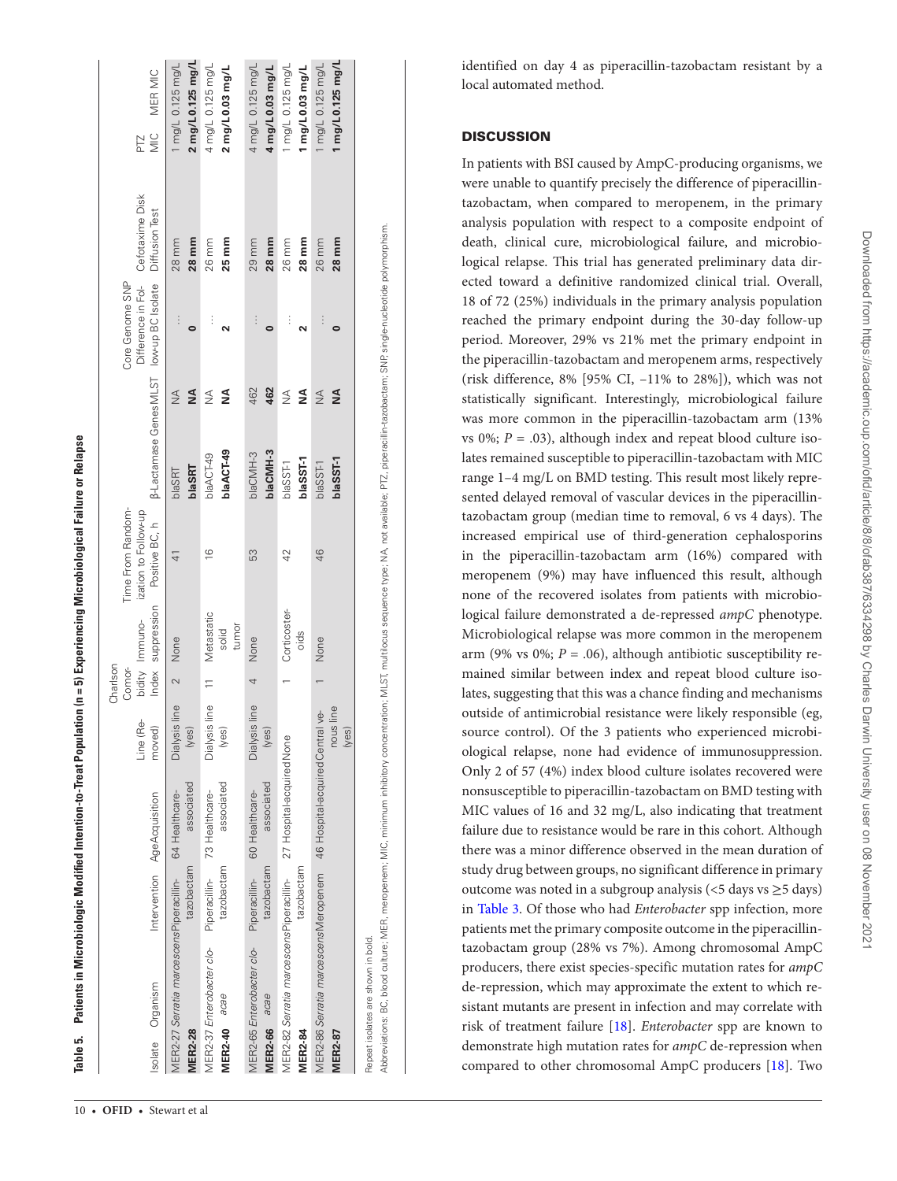**Table 5. Patients in Microbiologic Modified Intention-to-Treat Population (n = 5) Experiencing Microbiological Failure or Relapse**

| Isolate | Organism | Intervention | Age | Acquisition | Line (Removed) | Charlson Comorbidity Index | Immunosuppression | Time From Randomization to Follow-up Positive BC, h | β-Lactamase Genes | MLST | Core Genome SNP Difference in Follow-up BC Isolate | Cefotaxime Disk Diffusion Test | PTZ MIC | MER MIC |
|---|---|---|---|---|---|---|---|---|---|---|---|---|---|---|
| MER2-27 | *Serratia marcescens* | Piperacillin-tazobactam | 64 | Healthcare-associated | Dialysis line (yes) | 2 | None | 41 | blaSRT | NA | … | 28 mm | 1 mg/L | 0.125 mg/L |
| **MER2-28** | | | | | | | | | **blaSRT** | **NA** | **0** | **28 mm** | **2 mg/L** | **0.125 mg/L** |
| MER2-37 | *Enterobacter cloacae* | Piperacillin-tazobactam | 73 | Healthcare-associated | Dialysis line (yes) | 11 | Metastatic solid tumor | 16 | blaACT-49 | NA | … | 26 mm | 4 mg/L | 0.125 mg/L |
| **MER2-40** | | | | | | | | | **blaACT-49** | **NA** | **2** | **25 mm** | **2 mg/L** | **0.03 mg/L** |
| MER2-65 | *Enterobacter cloacae* | Piperacillin-tazobactam | 60 | Healthcare-associated | Dialysis line (yes) | 4 | None | 53 | blaCMH-3 | 462 | … | 29 mm | 4 mg/L | 0.125 mg/L |
| **MER2-66** | | | | | | | | | **blaCMH-3** | **462** | **0** | **28 mm** | **4 mg/L** | **0.03 mg/L** |
| MER2-82 | *Serratia marcescens* | Piperacillin-tazobactam | 27 | Hospital-acquired | None | 1 | Corticosteroids | 42 | blaSST-1 | NA | … | 26 mm | 1 mg/L | 0.125 mg/L |
| **MER2-84** | | | | | | | | | **blaSST-1** | **NA** | **2** | **28 mm** | **1 mg/L** | **0.03 mg/L** |
| MER2-86 | *Serratia marcescens* | Meropenem | 46 | Hospital-acquired | Central venous line (yes) | 1 | None | 46 | blaSST-1 | NA | … | 26 mm | 1 mg/L | 0.125 mg/L |
| **MER2-87** | | | | | | | | | **blaSST-1** | **NA** | **0** | **28 mm** | **1 mg/L** | **0.125 mg/L** |

Repeat isolates are shown in bold.

Abbreviations: BC, blood culture; MER, meropenem; MIC, minimum inhibitory concentration; MLST, multilocus sequence type; NA, not available; PTZ, piperacillin-tazobactam; SNP, single-nucleotide polymorphism.

identified on day 4 as piperacillin-tazobactam resistant by a local automated method.

## DISCUSSION

In patients with BSI caused by AmpC-producing organisms, we were unable to quantify precisely the difference of piperacillin-tazobactam, when compared to meropenem, in the primary analysis population with respect to a composite endpoint of death, clinical cure, microbiological failure, and microbiological relapse. This trial has generated preliminary data directed toward a definitive randomized clinical trial. Overall, 18 of 72 (25%) individuals in the primary analysis population reached the primary endpoint during the 30-day follow-up period. Moreover, 29% vs 21% met the primary endpoint in the piperacillin-tazobactam and meropenem arms, respectively (risk difference, 8% [95% CI, −11% to 28%]), which was not statistically significant. Interestingly, microbiological failure was more common in the piperacillin-tazobactam arm (13% vs 0%; $P = .03$), although index and repeat blood culture isolates remained susceptible to piperacillin-tazobactam with MIC range 1–4 mg/L on BMD testing. This result most likely represented delayed removal of vascular devices in the piperacillin-tazobactam group (median time to removal, 6 vs 4 days). The increased empirical use of third-generation cephalosporins in the piperacillin-tazobactam arm (16%) compared with meropenem (9%) may have influenced this result, although none of the recovered isolates from patients with microbiological failure demonstrated a de-repressed *ampC* phenotype. Microbiological relapse was more common in the meropenem arm (9% vs 0%; $P = .06$), although antibiotic susceptibility remained similar between index and repeat blood culture isolates, suggesting that this was a chance finding and mechanisms outside of antimicrobial resistance were likely responsible (eg, source control). Of the 3 patients who experienced microbiological relapse, none had evidence of immunosuppression. Only 2 of 57 (4%) index blood culture isolates recovered were nonsusceptible to piperacillin-tazobactam on BMD testing with MIC values of 16 and 32 mg/L, also indicating that treatment failure due to resistance would be rare in this cohort. Although there was a minor difference observed in the mean duration of study drug between groups, no significant difference in primary outcome was noted in a subgroup analysis (<5 days vs ≥5 days) in Table 3. Of those who had *Enterobacter* spp infection, more patients met the primary composite outcome in the piperacillin-tazobactam group (28% vs 7%). Among chromosomal AmpC producers, there exist species-specific mutation rates for *ampC* de-repression, which may approximate the extent to which resistant mutants are present in infection and may correlate with risk of treatment failure [18]. *Enterobacter* spp are known to demonstrate high mutation rates for *ampC* de-repression when compared to other chromosomal AmpC producers [18]. Two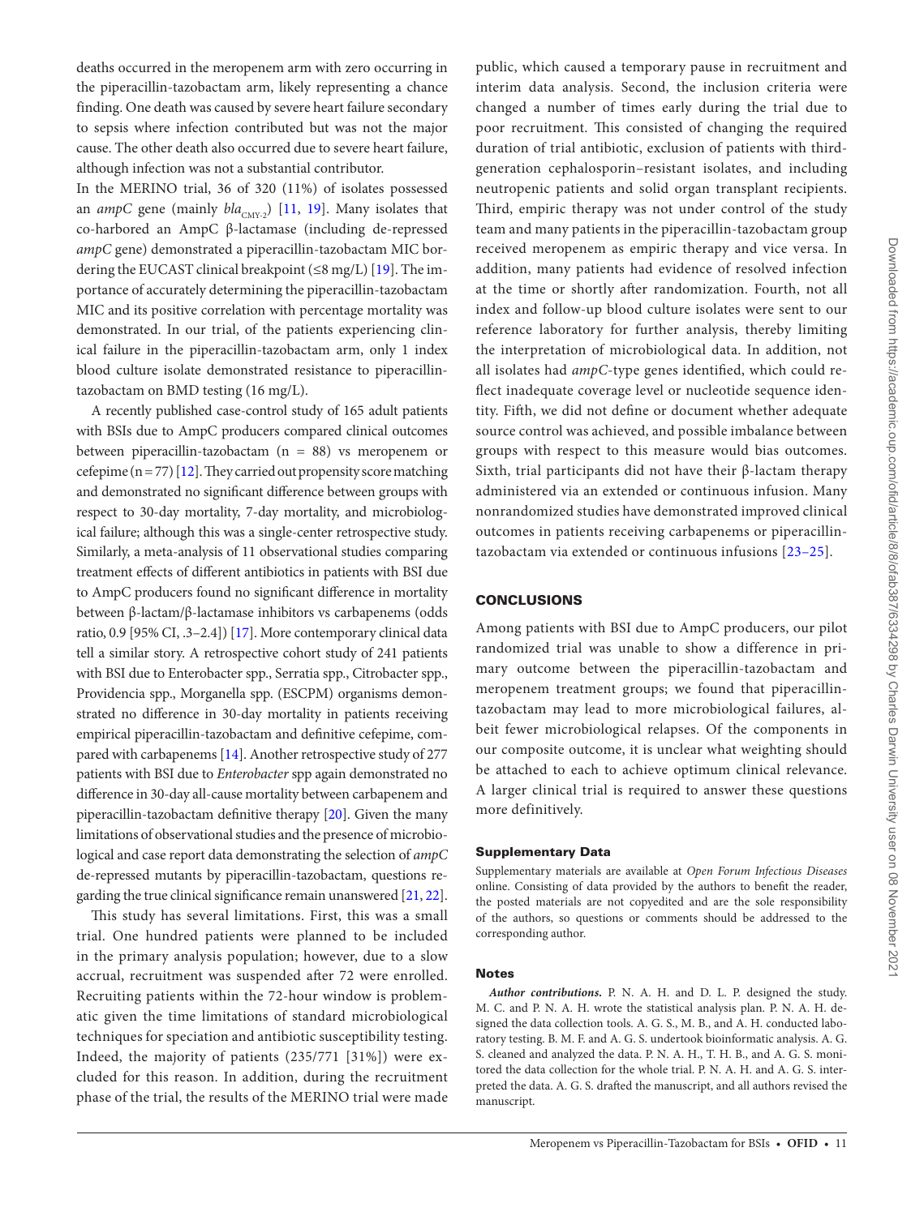deaths occurred in the meropenem arm with zero occurring in the piperacillin-tazobactam arm, likely representing a chance finding. One death was caused by severe heart failure secondary to sepsis where infection contributed but was not the major cause. The other death also occurred due to severe heart failure, although infection was not a substantial contributor.

In the MERINO trial, 36 of 320 (11%) of isolates possessed an *ampC* gene (mainly $bla_{CMY-2}$) [11, 19]. Many isolates that co-harbored an AmpC β-lactamase (including de-repressed *ampC* gene) demonstrated a piperacillin-tazobactam MIC bordering the EUCAST clinical breakpoint (≤8 mg/L) [19]. The importance of accurately determining the piperacillin-tazobactam MIC and its positive correlation with percentage mortality was demonstrated. In our trial, of the patients experiencing clinical failure in the piperacillin-tazobactam arm, only 1 index blood culture isolate demonstrated resistance to piperacillin-tazobactam on BMD testing (16 mg/L).

A recently published case-control study of 165 adult patients with BSIs due to AmpC producers compared clinical outcomes between piperacillin-tazobactam (n = 88) vs meropenem or cefepime (n = 77) [12]. They carried out propensity score matching and demonstrated no significant difference between groups with respect to 30-day mortality, 7-day mortality, and microbiological failure; although this was a single-center retrospective study. Similarly, a meta-analysis of 11 observational studies comparing treatment effects of different antibiotics in patients with BSI due to AmpC producers found no significant difference in mortality between β-lactam/β-lactamase inhibitors vs carbapenems (odds ratio, 0.9 [95% CI, .3–2.4]) [17]. More contemporary clinical data tell a similar story. A retrospective cohort study of 241 patients with BSI due to Enterobacter spp., Serratia spp., Citrobacter spp., Providencia spp., Morganella spp. (ESCPM) organisms demonstrated no difference in 30-day mortality in patients receiving empirical piperacillin-tazobactam and definitive cefepime, compared with carbapenems [14]. Another retrospective study of 277 patients with BSI due to *Enterobacter* spp again demonstrated no difference in 30-day all-cause mortality between carbapenem and piperacillin-tazobactam definitive therapy [20]. Given the many limitations of observational studies and the presence of microbiological and case report data demonstrating the selection of *ampC* de-repressed mutants by piperacillin-tazobactam, questions regarding the true clinical significance remain unanswered [21, 22].

This study has several limitations. First, this was a small trial. One hundred patients were planned to be included in the primary analysis population; however, due to a slow accrual, recruitment was suspended after 72 were enrolled. Recruiting patients within the 72-hour window is problematic given the time limitations of standard microbiological techniques for speciation and antibiotic susceptibility testing. Indeed, the majority of patients (235/771 [31%]) were excluded for this reason. In addition, during the recruitment phase of the trial, the results of the MERINO trial were made public, which caused a temporary pause in recruitment and interim data analysis. Second, the inclusion criteria were changed a number of times early during the trial due to poor recruitment. This consisted of changing the required duration of trial antibiotic, exclusion of patients with third-generation cephalosporin–resistant isolates, and including neutropenic patients and solid organ transplant recipients. Third, empiric therapy was not under control of the study team and many patients in the piperacillin-tazobactam group received meropenem as empiric therapy and vice versa. In addition, many patients had evidence of resolved infection at the time or shortly after randomization. Fourth, not all index and follow-up blood culture isolates were sent to our reference laboratory for further analysis, thereby limiting the interpretation of microbiological data. In addition, not all isolates had *ampC*-type genes identified, which could reflect inadequate coverage level or nucleotide sequence identity. Fifth, we did not define or document whether adequate source control was achieved, and possible imbalance between groups with respect to this measure would bias outcomes. Sixth, trial participants did not have their β-lactam therapy administered via an extended or continuous infusion. Many nonrandomized studies have demonstrated improved clinical outcomes in patients receiving carbapenems or piperacillin-tazobactam via extended or continuous infusions [23–25].

## CONCLUSIONS

Among patients with BSI due to AmpC producers, our pilot randomized trial was unable to show a difference in primary outcome between the piperacillin-tazobactam and meropenem treatment groups; we found that piperacillin-tazobactam may lead to more microbiological failures, albeit fewer microbiological relapses. Of the components in our composite outcome, it is unclear what weighting should be attached to each to achieve optimum clinical relevance. A larger clinical trial is required to answer these questions more definitively.

### Supplementary Data

Supplementary materials are available at *Open Forum Infectious Diseases* online. Consisting of data provided by the authors to benefit the reader, the posted materials are not copyedited and are the sole responsibility of the authors, so questions or comments should be addressed to the corresponding author.

### Notes

***Author contributions.*** P. N. A. H. and D. L. P. designed the study. M. C. and P. N. A. H. wrote the statistical analysis plan. P. N. A. H. designed the data collection tools. A. G. S., M. B., and A. H. conducted laboratory testing. B. M. F. and A. G. S. undertook bioinformatic analysis. A. G. S. cleaned and analyzed the data. P. N. A. H., T. H. B., and A. G. S. monitored the data collection for the whole trial. P. N. A. H. and A. G. S. interpreted the data. A. G. S. drafted the manuscript, and all authors revised the manuscript.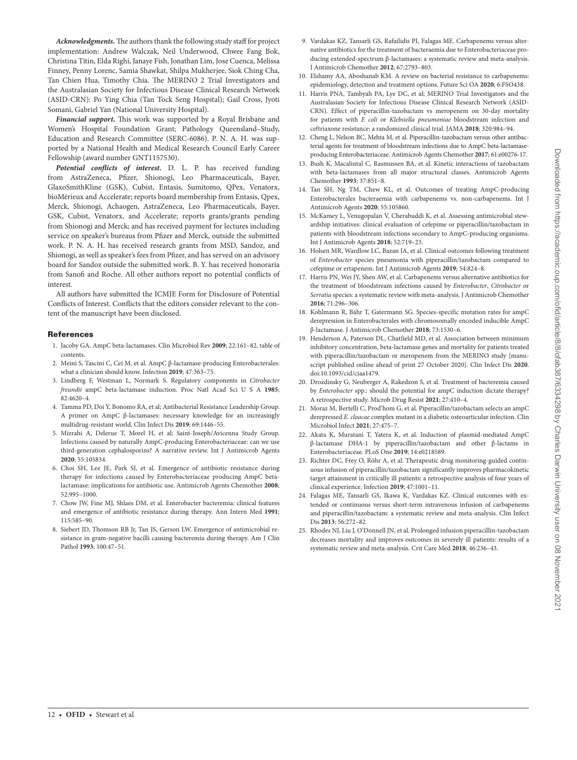***Acknowledgments.*** The authors thank the following study staff for project implementation: Andrew Walczak, Neil Underwood, Chwee Fang Bok, Christina Titin, Elda Righi, Janaye Fish, Jonathan Lim, Jose Cuenca, Melissa Finney, Penny Lorenc, Samia Shawkat, Shilpa Mukherjee, Siok Ching Cha, Tan Chien Hua, Timothy Chia. The MERINO 2 Trial Investigators and the Australasian Society for Infectious Disease Clinical Research Network (ASID-CRN): Po Ying Chia (Tan Tock Seng Hospital); Gail Cross, Jyoti Somani, Gabriel Yan (National University Hospital).

***Financial support.*** This work was supported by a Royal Brisbane and Women's Hospital Foundation Grant; Pathology Queensland–Study, Education and Research Committee (SERC-6086). P. N. A. H. was supported by a National Health and Medical Research Council Early Career Fellowship (award number GNT1157530).

***Potential conflicts of interest.*** D. L. P. has received funding from AstraZeneca, Pfizer, Shionogi, Leo Pharmaceuticals, Bayer, GlaxoSmithKline (GSK), Cubist, Entasis, Sumitomo, QPex, Venatorx, bioMérieux and Accelerate; reports board membership from Entasis, Qpex, Merck, Shionogi, Achaogen, AstraZeneca, Leo Pharmaceuticals, Bayer, GSK, Cubist, Venatorx, and Accelerate; reports grants/grants pending from Shionogi and Merck; and has received payment for lectures including service on speaker's bureaus from Pfizer and Merck, outside the submitted work. P. N. A. H. has received research grants from MSD, Sandoz, and Shionogi, as well as speaker's fees from Pfizer, and has served on an advisory board for Sandoz outside the submitted work. B. Y. has received honoraria from Sanofi and Roche. All other authors report no potential conflicts of interest.

All authors have submitted the ICMJE Form for Disclosure of Potential Conflicts of Interest. Conflicts that the editors consider relevant to the content of the manuscript have been disclosed.

## References

1. Jacoby GA. AmpC beta-lactamases. Clin Microbiol Rev **2009**; 22:161–82, table of contents.
2. Meini S, Tascini C, Cei M, et al. AmpC β-lactamase-producing Enterobacterales: what a clinician should know. Infection **2019**; 47:363–75.
3. Lindberg F, Westman L, Normark S. Regulatory components in *Citrobacter freundii* ampC beta-lactamase induction. Proc Natl Acad Sci U S A **1985**; 82:4620–4.
4. Tamma PD, Doi Y, Bonomo RA, et al; Antibacterial Resistance Leadership Group. A primer on AmpC β-lactamases: necessary knowledge for an increasingly multidrug-resistant world. Clin Infect Dis **2019**; 69:1446–55.
5. Mizrahi A, Delerue T, Morel H, et al; Saint-Joseph/Avicenna Study Group. Infections caused by naturally AmpC-producing Enterobacteriaceae: can we use third-generation cephalosporins? A narrative review. Int J Antimicrob Agents **2020**; 55:105834.
6. Choi SH, Lee JE, Park SJ, et al. Emergence of antibiotic resistance during therapy for infections caused by Enterobacteriaceae producing AmpC beta-lactamase: implications for antibiotic use. Antimicrob Agents Chemother **2008**; 52:995–1000.
7. Chow JW, Fine MJ, Shlaes DM, et al. Enterobacter bacteremia: clinical features and emergence of antibiotic resistance during therapy. Ann Intern Med **1991**; 115:585–90.
8. Siebert JD, Thomson RB Jr, Tan JS, Gerson LW. Emergence of antimicrobial resistance in gram-negative bacilli causing bacteremia during therapy. Am J Clin Pathol **1993**; 100:47–51.
9. Vardakas KZ, Tansarli GS, Rafailidis PI, Falagas ME. Carbapenems versus alternative antibiotics for the treatment of bacteraemia due to Enterobacteriaceae producing extended-spectrum β-lactamases: a systematic review and meta-analysis. J Antimicrob Chemother **2012**; 67:2793–803.
10. Elshamy AA, Aboshanab KM. A review on bacterial resistance to carbapenems: epidemiology, detection and treatment options. Future Sci OA **2020**; 6:FSO438.
11. Harris PNA, Tambyah PA, Lye DC, et al; MERINO Trial Investigators and the Australasian Society for Infectious Disease Clinical Research Network (ASID-CRN). Effect of piperacillin-tazobactam vs meropenem on 30-day mortality for patients with *E coli* or *Klebsiella pneumoniae* bloodstream infection and ceftriaxone resistance: a randomized clinical trial. JAMA **2018**; 320:984–94.
12. Cheng L, Nelson BC, Mehta M, et al. Piperacillin-tazobactam versus other antibacterial agents for treatment of bloodstream infections due to AmpC beta-lactamase-producing Enterobacteriaceae. Antimicrob Agents Chemother **2017**; 61:e00276-17.
13. Bush K, Macalintal C, Rasmussen BA, et al. Kinetic interactions of tazobactam with beta-lactamases from all major structural classes. Antimicrob Agents Chemother **1993**; 37:851–8.
14. Tan SH, Ng TM, Chew KL, et al. Outcomes of treating AmpC-producing Enterobacterales bacteraemia with carbapenems vs. non-carbapenems. Int J Antimicrob Agents **2020**; 55:105860.
15. McKamey L, Venugopalan V, Cherabuddi K, et al. Assessing antimicrobial stewardship initiatives: clinical evaluation of cefepime or piperacillin/tazobactam in patients with bloodstream infections secondary to AmpC-producing organisms. Int J Antimicrob Agents **2018**; 52:719–23.
16. Holsen MR, Wardlow LC, Bazan JA, et al. Clinical outcomes following treatment of *Enterobacter* species pneumonia with piperacillin/tazobactam compared to cefepime or ertapenem. Int J Antimicrob Agents **2019**; 54:824–8.
17. Harris PN, Wei JY, Shen AW, et al. Carbapenems versus alternative antibiotics for the treatment of bloodstream infections caused by *Enterobacter*, *Citrobacter* or *Serratia* species: a systematic review with meta-analysis. J Antimicrob Chemother **2016**; 71:296–306.
18. Kohlmann R, Bähr T, Gatermann SG. Species-specific mutation rates for ampC derepression in Enterobacterales with chromosomally encoded inducible AmpC β-lactamase. J Antimicrob Chemother **2018**; 73:1530–6.
19. Henderson A, Paterson DL, Chatfield MD, et al. Association between minimum inhibitory concentration, beta-lactamase genes and mortality for patients treated with piperacillin/tazobactam or meropenem from the MERINO study [manuscript published online ahead of print 27 October 2020]. Clin Infect Dis **2020**. doi:10.1093/cid/ciaa1479.
20. Drozdinsky G, Neuberger A, Rakedzon S, et al. Treatment of bacteremia caused by *Enterobacter* spp.: should the potential for ampC induction dictate therapy? A retrospective study. Microb Drug Resist **2021**; 27:410–4.
21. Moraz M, Bertelli C, Prod'hom G, et al. Piperacillin/tazobactam selects an ampC derepressed *E. cloacae* complex mutant in a diabetic osteoarticular infection. Clin Microbiol Infect **2021**; 27:475–7.
22. Akata K, Muratani T, Yatera K, et al. Induction of plasmid-mediated AmpC β-lactamase DHA-1 by piperacillin/tazobactam and other β-lactams in Enterobacteriaceae. PLoS One **2019**; 14:e0218589.
23. Richter DC, Frey O, Röhr A, et al. Therapeutic drug monitoring-guided continuous infusion of piperacillin/tazobactam significantly improves pharmacokinetic target attainment in critically ill patients: a retrospective analysis of four years of clinical experience. Infection **2019**; 47:1001–11.
24. Falagas ME, Tansarli GS, Ikawa K, Vardakas KZ. Clinical outcomes with extended or continuous versus short-term intravenous infusion of carbapenems and piperacillin/tazobactam: a systematic review and meta-analysis. Clin Infect Dis **2013**; 56:272–82.
25. Rhodes NJ, Liu J, O'Donnell JN, et al. Prolonged infusion piperacillin-tazobactam decreases mortality and improves outcomes in severely ill patients: results of a systematic review and meta-analysis. Crit Care Med **2018**; 46:236–43.